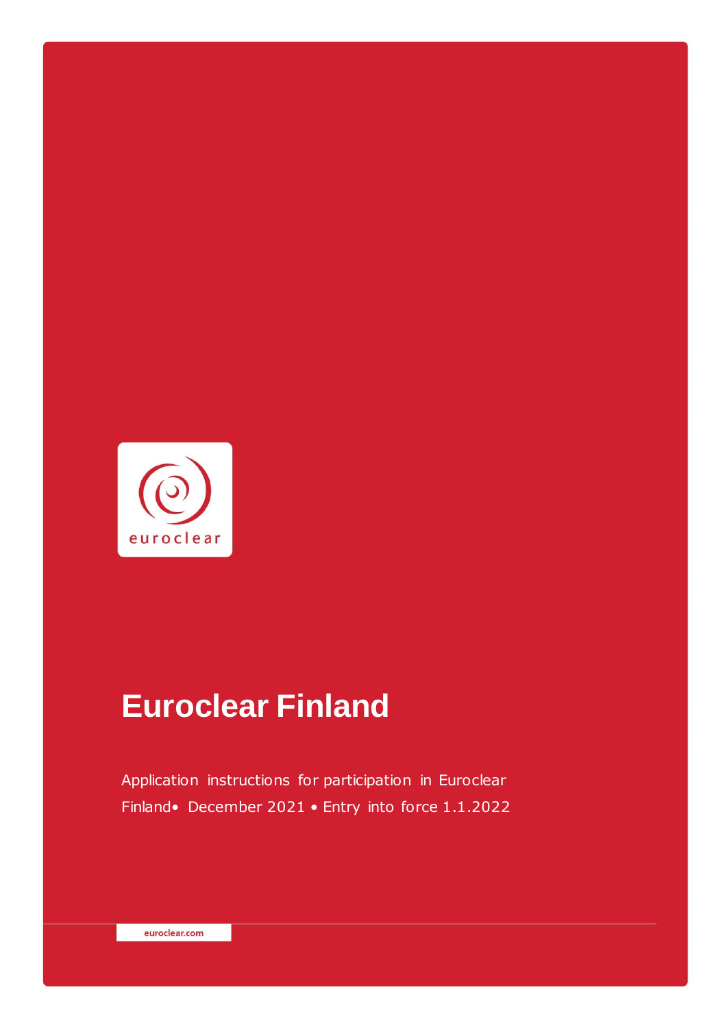# Euroclear Finland

Application instructions for participation in Euroclear Finland• December 2021 • Entry into force 1.1.2022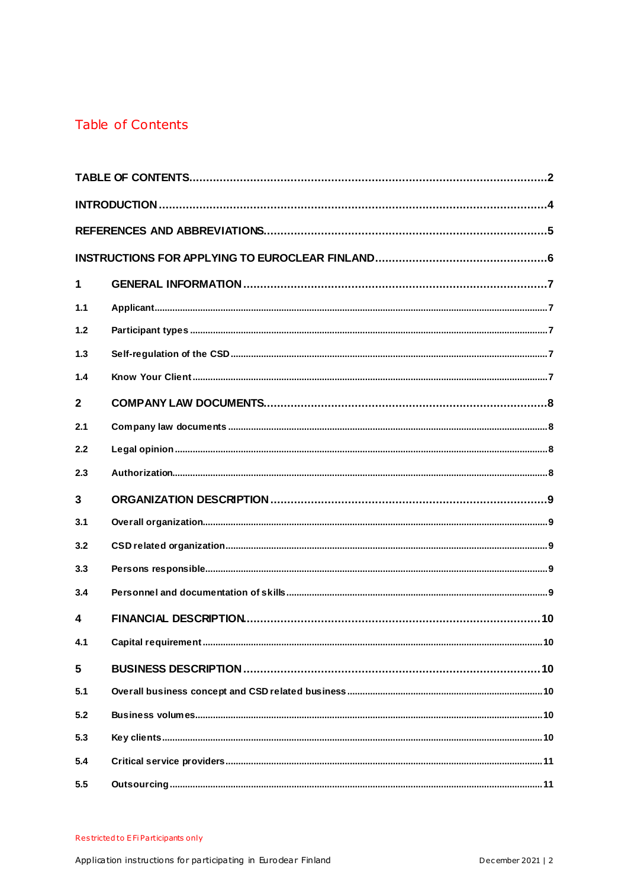# Table of Contents

TABLE OF CONTENTS....................2

INTRODUCTION....................4

REFERENCES AND ABBREVIATIONS....................5

INSTRUCTIONS FOR APPLYING TO EUROCLEAR FINLAND....................6

1 GENERAL INFORMATION....................7

1.1 Applicant....................7

1.2 Participant types....................7

1.3 Self-regulation of the CSD....................7

1.4 Know Your Client....................7

2 COMPANY LAW DOCUMENTS....................8

2.1 Company law documents....................8

2.2 Legal opinion....................8

2.3 Authorization....................8

3 ORGANIZATION DESCRIPTION....................9

3.1 Overall organization....................9

3.2 CSD related organization....................9

3.3 Persons responsible....................9

3.4 Personnel and documentation of skills....................9

4 FINANCIAL DESCRIPTION....................10

4.1 Capital requirement....................10

5 BUSINESS DESCRIPTION....................10

5.1 Overall business concept and CSD related business....................10

5.2 Business volumes....................10

5.3 Key clients....................10

5.4 Critical service providers....................11

5.5 Outsourcing....................11

Restricted to EFi Participants only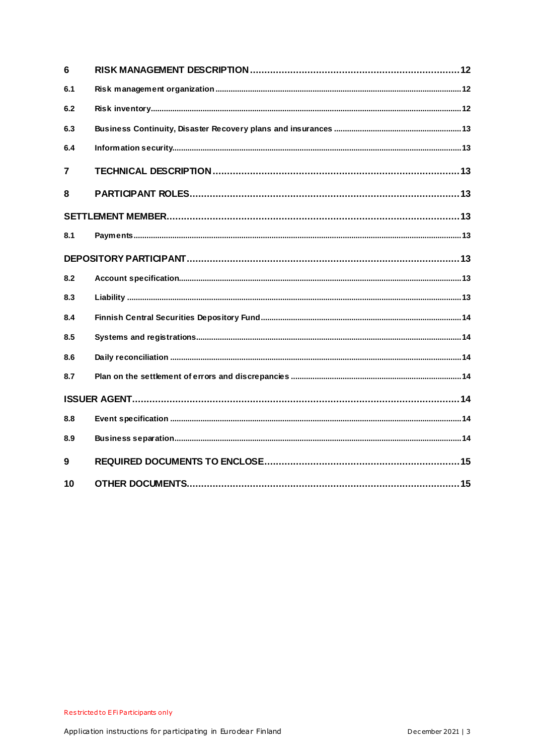| | | |
|---|---|---|
| **6** | **RISK MANAGEMENT DESCRIPTION** | **12** |
| **6.1** | **Risk management organization** | **12** |
| **6.2** | **Risk inventory** | **12** |
| **6.3** | **Business Continuity, Disaster Recovery plans and insurances** | **13** |
| **6.4** | **Information security** | **13** |
| **7** | **TECHNICAL DESCRIPTION** | **13** |
| **8** | **PARTICIPANT ROLES** | **13** |
| **SETTLEMENT MEMBER** | | **13** |
| **8.1** | **Payments** | **13** |
| **DEPOSITORY PARTICIPANT** | | **13** |
| **8.2** | **Account specification** | **13** |
| **8.3** | **Liability** | **13** |
| **8.4** | **Finnish Central Securities Depository Fund** | **14** |
| **8.5** | **Systems and registrations** | **14** |
| **8.6** | **Daily reconciliation** | **14** |
| **8.7** | **Plan on the settlement of errors and discrepancies** | **14** |
| **ISSUER AGENT** | | **14** |
| **8.8** | **Event specification** | **14** |
| **8.9** | **Business separation** | **14** |
| **9** | **REQUIRED DOCUMENTS TO ENCLOSE** | **15** |
| **10** | **OTHER DOCUMENTS** | **15** |

Restricted to EFi Participants only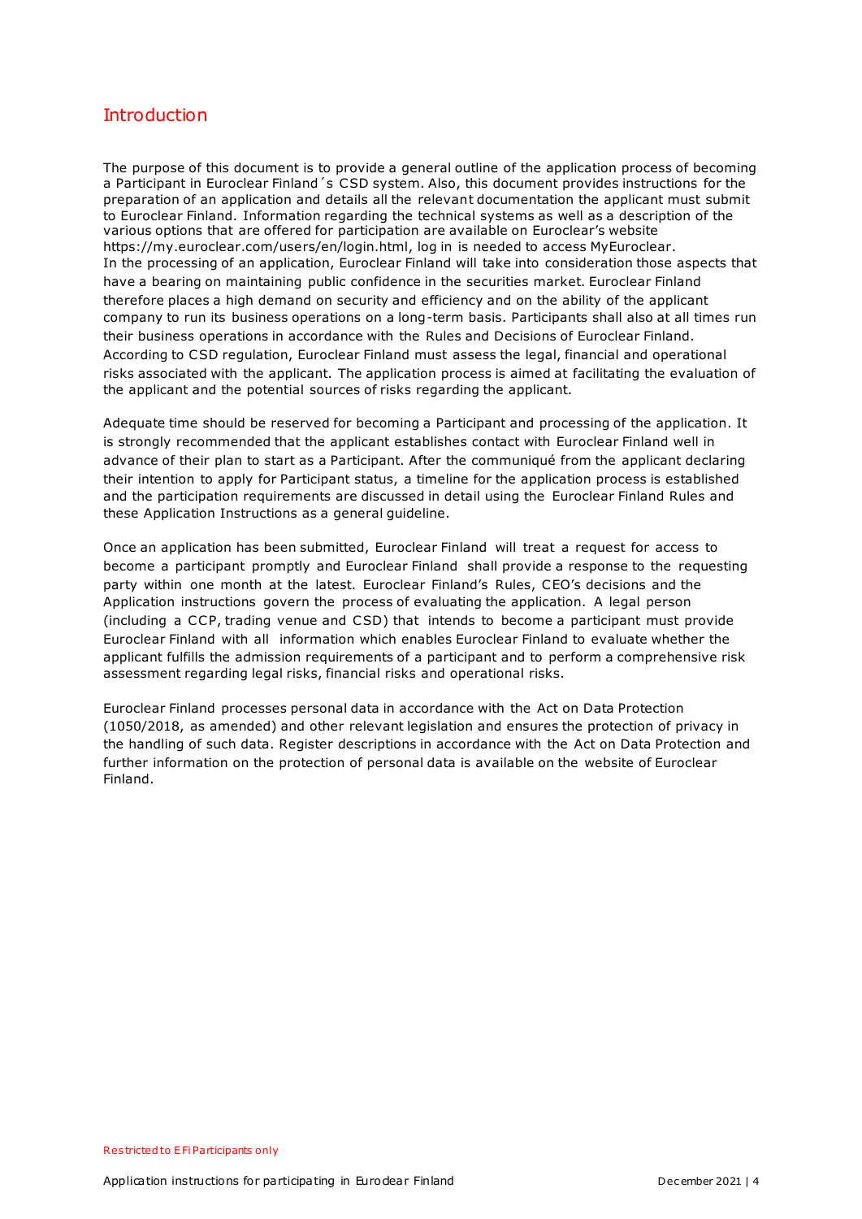# Introduction

The purpose of this document is to provide a general outline of the application process of becoming a Participant in Euroclear Finland´s CSD system. Also, this document provides instructions for the preparation of an application and details all the relevant documentation the applicant must submit to Euroclear Finland. Information regarding the technical systems as well as a description of the various options that are offered for participation are available on Euroclear's website https://my.euroclear.com/users/en/login.html, log in is needed to access MyEuroclear. In the processing of an application, Euroclear Finland will take into consideration those aspects that have a bearing on maintaining public confidence in the securities market. Euroclear Finland therefore places a high demand on security and efficiency and on the ability of the applicant company to run its business operations on a long-term basis. Participants shall also at all times run their business operations in accordance with the Rules and Decisions of Euroclear Finland. According to CSD regulation, Euroclear Finland must assess the legal, financial and operational risks associated with the applicant. The application process is aimed at facilitating the evaluation of the applicant and the potential sources of risks regarding the applicant.

Adequate time should be reserved for becoming a Participant and processing of the application. It is strongly recommended that the applicant establishes contact with Euroclear Finland well in advance of their plan to start as a Participant. After the communiqué from the applicant declaring their intention to apply for Participant status, a timeline for the application process is established and the participation requirements are discussed in detail using the Euroclear Finland Rules and these Application Instructions as a general guideline.

Once an application has been submitted, Euroclear Finland will treat a request for access to become a participant promptly and Euroclear Finland shall provide a response to the requesting party within one month at the latest. Euroclear Finland's Rules, CEO's decisions and the Application instructions govern the process of evaluating the application. A legal person (including a CCP, trading venue and CSD) that intends to become a participant must provide Euroclear Finland with all information which enables Euroclear Finland to evaluate whether the applicant fulfills the admission requirements of a participant and to perform a comprehensive risk assessment regarding legal risks, financial risks and operational risks.

Euroclear Finland processes personal data in accordance with the Act on Data Protection (1050/2018, as amended) and other relevant legislation and ensures the protection of privacy in the handling of such data. Register descriptions in accordance with the Act on Data Protection and further information on the protection of personal data is available on the website of Euroclear Finland.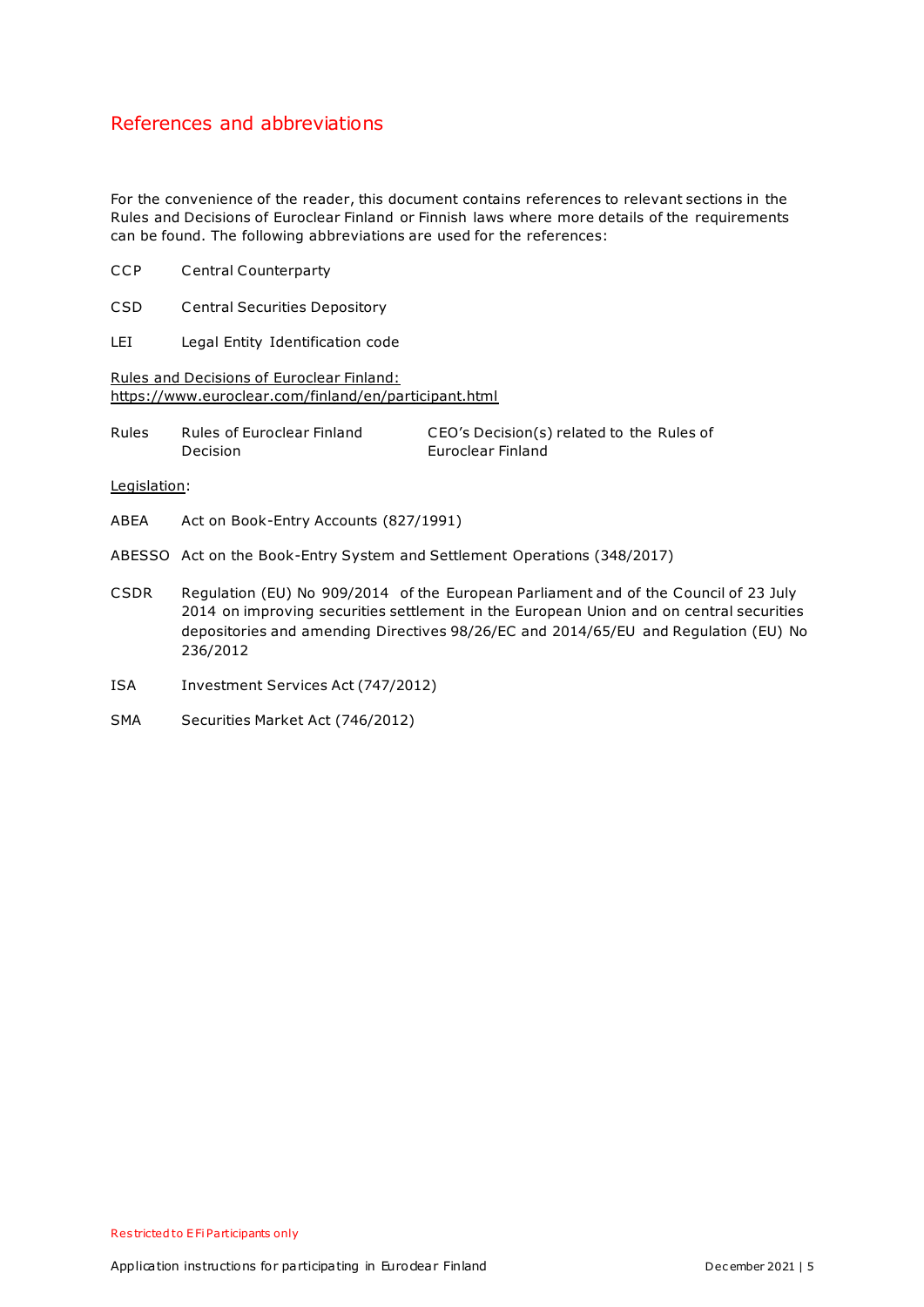# References and abbreviations

For the convenience of the reader, this document contains references to relevant sections in the Rules and Decisions of Euroclear Finland or Finnish laws where more details of the requirements can be found. The following abbreviations are used for the references:

| | |
|---|---|
| CCP | Central Counterparty |
| CSD | Central Securities Depository |
| LEI | Legal Entity Identification code |

Rules and Decisions of Euroclear Finland:
https://www.euroclear.com/finland/en/participant.html

| | | |
|---|---|---|
| Rules | Rules of Euroclear Finland | |
| Decision | | CEO's Decision(s) related to the Rules of Euroclear Finland |

Legislation:

| | |
|---|---|
| ABEA | Act on Book-Entry Accounts (827/1991) |
| ABESSO | Act on the Book-Entry System and Settlement Operations (348/2017) |
| CSDR | Regulation (EU) No 909/2014 of the European Parliament and of the Council of 23 July 2014 on improving securities settlement in the European Union and on central securities depositories and amending Directives 98/26/EC and 2014/65/EU and Regulation (EU) No 236/2012 |
| ISA | Investment Services Act (747/2012) |
| SMA | Securities Market Act (746/2012) |

Restricted to EFi Participants only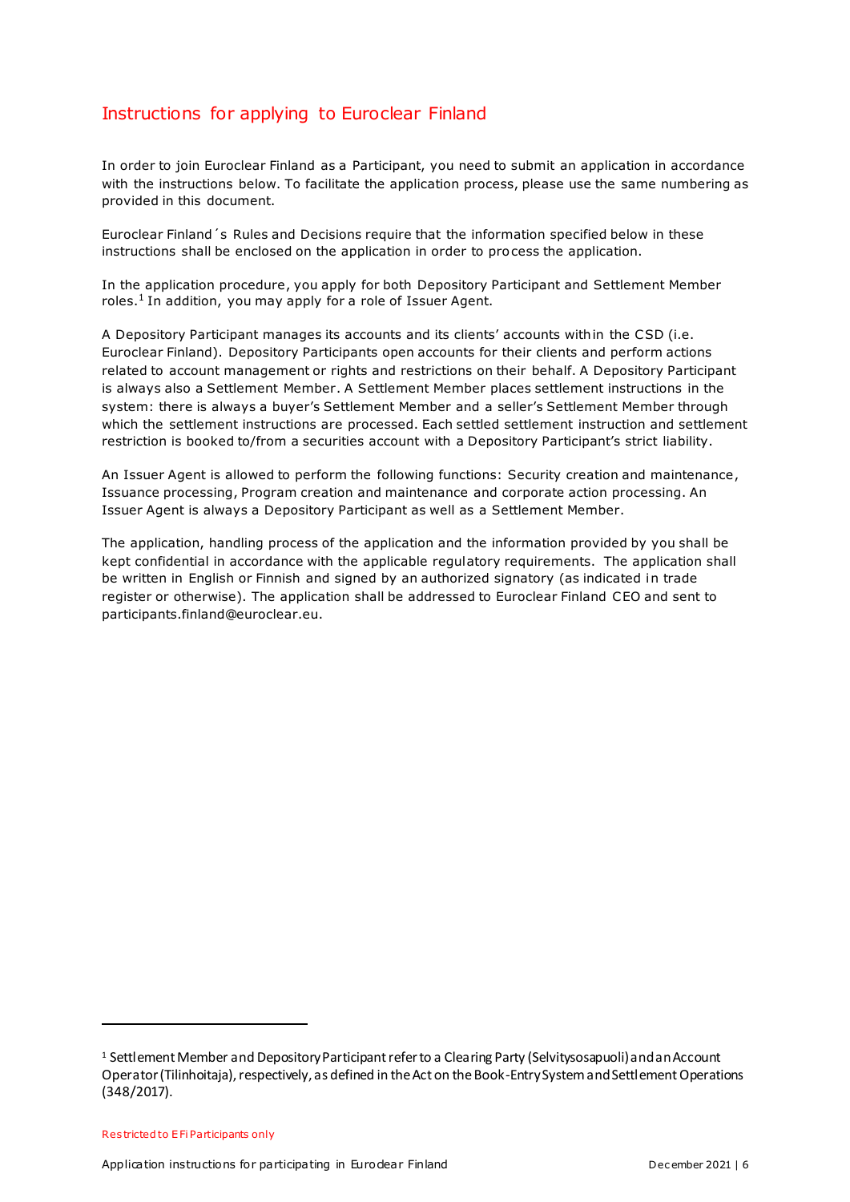## Instructions for applying to Euroclear Finland

In order to join Euroclear Finland as a Participant, you need to submit an application in accordance with the instructions below. To facilitate the application process, please use the same numbering as provided in this document.

Euroclear Finland´s Rules and Decisions require that the information specified below in these instructions shall be enclosed on the application in order to process the application.

In the application procedure, you apply for both Depository Participant and Settlement Member roles.[1] In addition, you may apply for a role of Issuer Agent.

A Depository Participant manages its accounts and its clients' accounts within the CSD (i.e. Euroclear Finland). Depository Participants open accounts for their clients and perform actions related to account management or rights and restrictions on their behalf. A Depository Participant is always also a Settlement Member. A Settlement Member places settlement instructions in the system: there is always a buyer's Settlement Member and a seller's Settlement Member through which the settlement instructions are processed. Each settled settlement instruction and settlement restriction is booked to/from a securities account with a Depository Participant's strict liability.

An Issuer Agent is allowed to perform the following functions: Security creation and maintenance, Issuance processing, Program creation and maintenance and corporate action processing. An Issuer Agent is always a Depository Participant as well as a Settlement Member.

The application, handling process of the application and the information provided by you shall be kept confidential in accordance with the applicable regulatory requirements. The application shall be written in English or Finnish and signed by an authorized signatory (as indicated in trade register or otherwise). The application shall be addressed to Euroclear Finland CEO and sent to participants.finland@euroclear.eu.

---

[1] Settlement Member and Depository Participant refer to a Clearing Party (Selvitysosapuoli) and an Account Operator (Tilinhoitaja), respectively, as defined in the Act on the Book-Entry System and Settlement Operations (348/2017).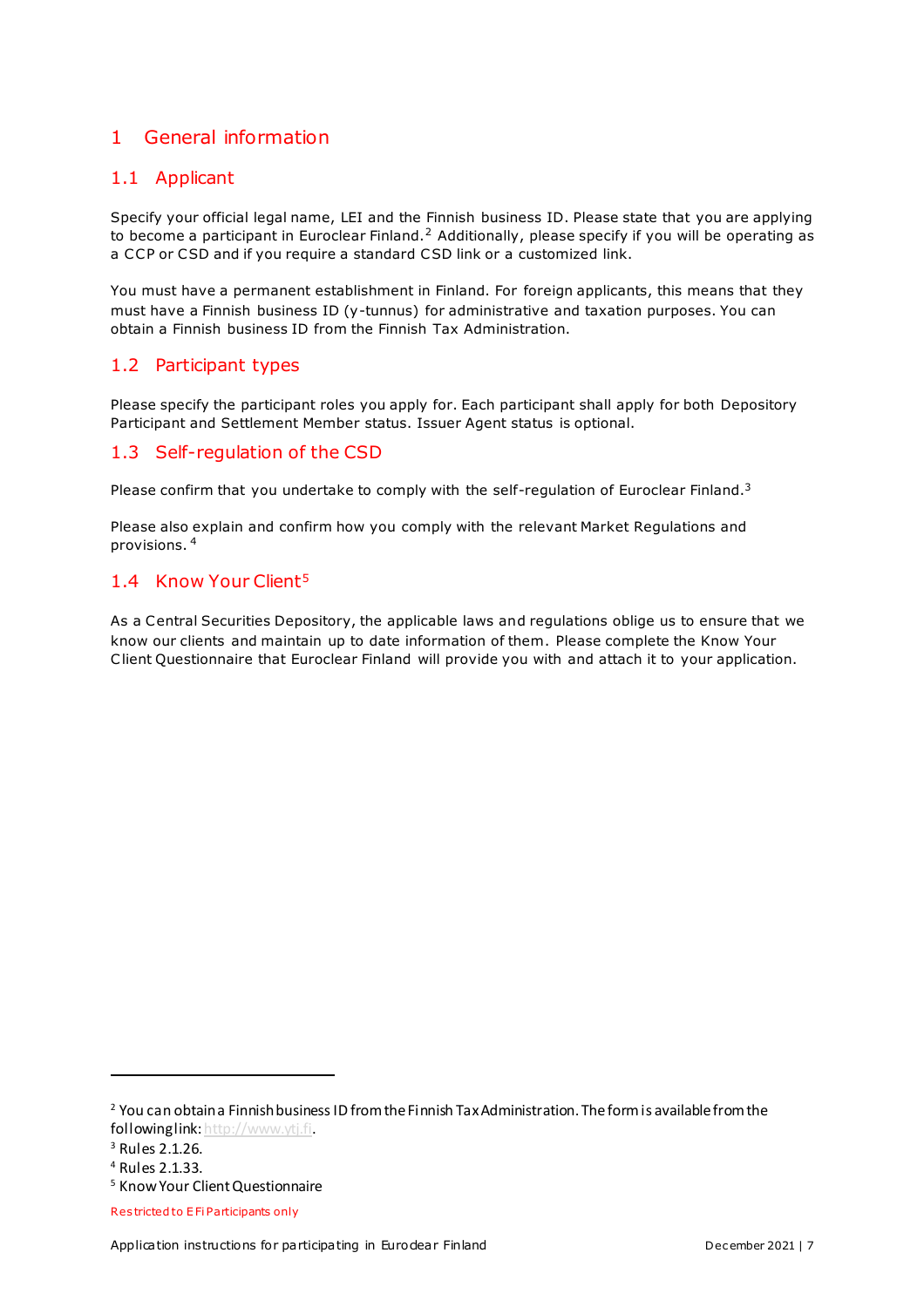# 1 General information

## 1.1 Applicant

Specify your official legal name, LEI and the Finnish business ID. Please state that you are applying to become a participant in Euroclear Finland.[2] Additionally, please specify if you will be operating as a CCP or CSD and if you require a standard CSD link or a customized link.

You must have a permanent establishment in Finland. For foreign applicants, this means that they must have a Finnish business ID (y-tunnus) for administrative and taxation purposes. You can obtain a Finnish business ID from the Finnish Tax Administration.

## 1.2 Participant types

Please specify the participant roles you apply for. Each participant shall apply for both Depository Participant and Settlement Member status. Issuer Agent status is optional.

## 1.3 Self-regulation of the CSD

Please confirm that you undertake to comply with the self-regulation of Euroclear Finland.[3]

Please also explain and confirm how you comply with the relevant Market Regulations and provisions.[4]

## 1.4 Know Your Client[5]

As a Central Securities Depository, the applicable laws and regulations oblige us to ensure that we know our clients and maintain up to date information of them. Please complete the Know Your Client Questionnaire that Euroclear Finland will provide you with and attach it to your application.

---

[2] You can obtain a Finnish business ID from the Finnish Tax Administration. The form is available from the following link: http://www.ytj.fi.

[3] Rules 2.1.26.

[4] Rules 2.1.33.

[5] Know Your Client Questionnaire

Restricted to EFi Participants only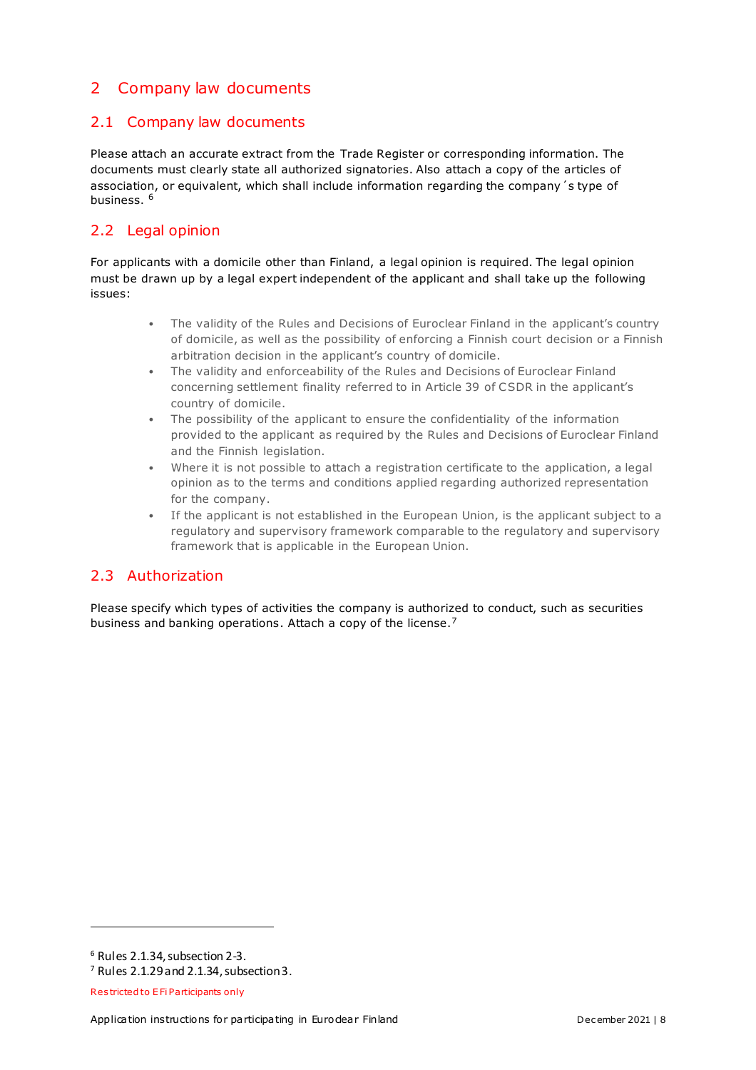## 2 Company law documents

### 2.1 Company law documents

Please attach an accurate extract from the Trade Register or corresponding information. The documents must clearly state all authorized signatories. Also attach a copy of the articles of association, or equivalent, which shall include information regarding the company´s type of business. [6]

### 2.2 Legal opinion

For applicants with a domicile other than Finland, a legal opinion is required. The legal opinion must be drawn up by a legal expert independent of the applicant and shall take up the following issues:

- The validity of the Rules and Decisions of Euroclear Finland in the applicant's country of domicile, as well as the possibility of enforcing a Finnish court decision or a Finnish arbitration decision in the applicant's country of domicile.
- The validity and enforceability of the Rules and Decisions of Euroclear Finland concerning settlement finality referred to in Article 39 of CSDR in the applicant's country of domicile.
- The possibility of the applicant to ensure the confidentiality of the information provided to the applicant as required by the Rules and Decisions of Euroclear Finland and the Finnish legislation.
- Where it is not possible to attach a registration certificate to the application, a legal opinion as to the terms and conditions applied regarding authorized representation for the company.
- If the applicant is not established in the European Union, is the applicant subject to a regulatory and supervisory framework comparable to the regulatory and supervisory framework that is applicable in the European Union.

### 2.3 Authorization

Please specify which types of activities the company is authorized to conduct, such as securities business and banking operations. Attach a copy of the license. [7]

---

[6] Rules 2.1.34, subsection 2-3.

[7] Rules 2.1.29 and 2.1.34, subsection 3.

Restricted to EFi Participants only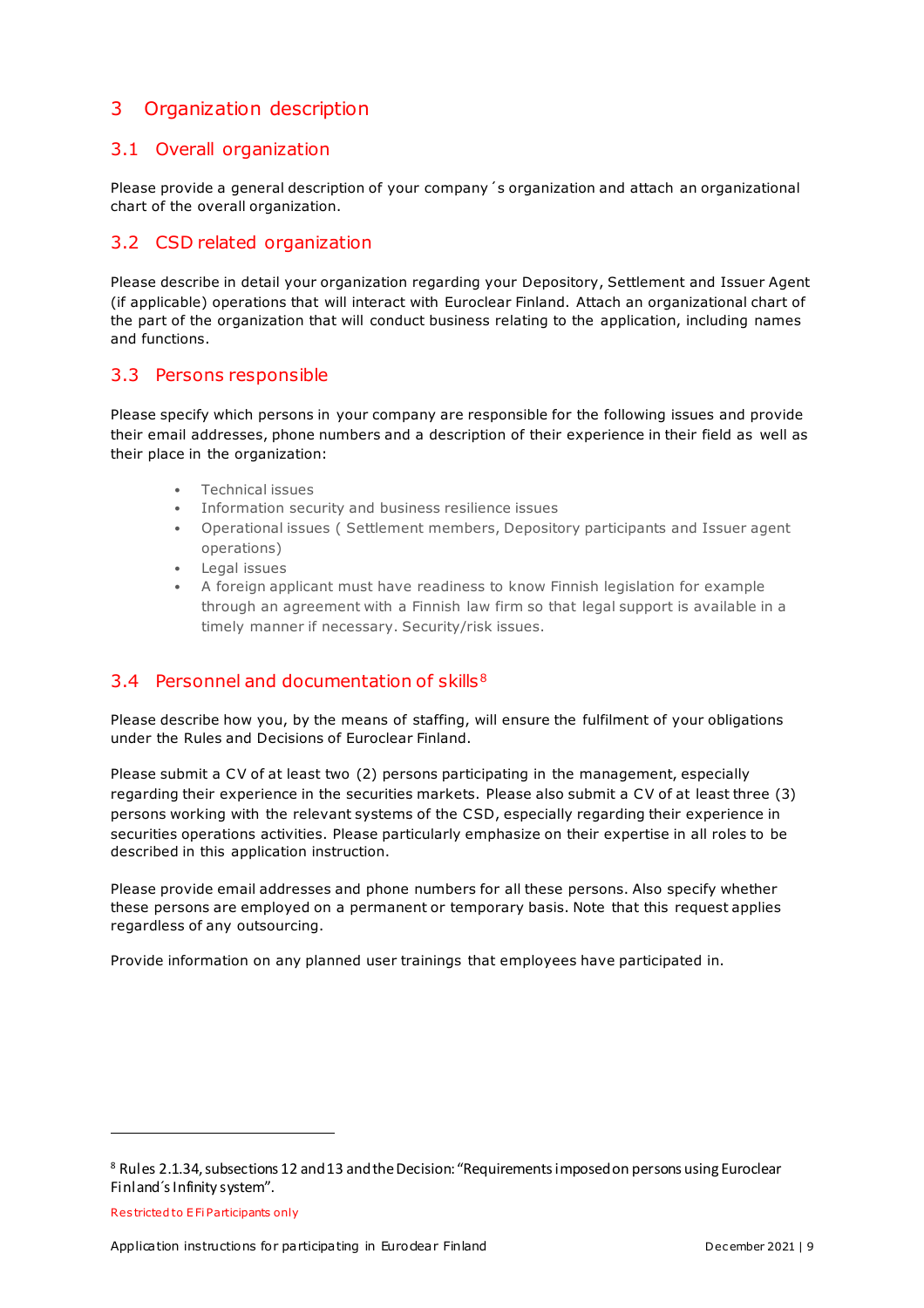# 3 Organization description

## 3.1 Overall organization

Please provide a general description of your company´s organization and attach an organizational chart of the overall organization.

## 3.2 CSD related organization

Please describe in detail your organization regarding your Depository, Settlement and Issuer Agent (if applicable) operations that will interact with Euroclear Finland. Attach an organizational chart of the part of the organization that will conduct business relating to the application, including names and functions.

## 3.3 Persons responsible

Please specify which persons in your company are responsible for the following issues and provide their email addresses, phone numbers and a description of their experience in their field as well as their place in the organization:

- Technical issues
- Information security and business resilience issues
- Operational issues ( Settlement members, Depository participants and Issuer agent operations)
- Legal issues
- A foreign applicant must have readiness to know Finnish legislation for example through an agreement with a Finnish law firm so that legal support is available in a timely manner if necessary. Security/risk issues.

## 3.4 Personnel and documentation of skills[8]

Please describe how you, by the means of staffing, will ensure the fulfilment of your obligations under the Rules and Decisions of Euroclear Finland.

Please submit a CV of at least two (2) persons participating in the management, especially regarding their experience in the securities markets. Please also submit a CV of at least three (3) persons working with the relevant systems of the CSD, especially regarding their experience in securities operations activities. Please particularly emphasize on their expertise in all roles to be described in this application instruction.

Please provide email addresses and phone numbers for all these persons. Also specify whether these persons are employed on a permanent or temporary basis. Note that this request applies regardless of any outsourcing.

Provide information on any planned user trainings that employees have participated in.

---

[8] Rules 2.1.34, subsections 12 and 13 and the Decision: "Requirements imposed on persons using Euroclear Finland´s Infinity system".

Restricted to EFi Participants only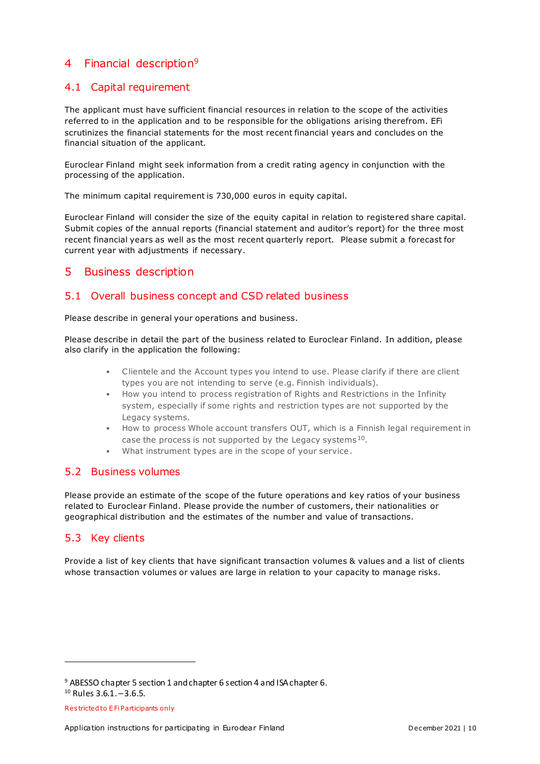# 4 Financial description[9]

## 4.1 Capital requirement

The applicant must have sufficient financial resources in relation to the scope of the activities referred to in the application and to be responsible for the obligations arising therefrom. EFi scrutinizes the financial statements for the most recent financial years and concludes on the financial situation of the applicant.

Euroclear Finland might seek information from a credit rating agency in conjunction with the processing of the application.

The minimum capital requirement is 730,000 euros in equity capital.

Euroclear Finland will consider the size of the equity capital in relation to registered share capital. Submit copies of the annual reports (financial statement and auditor's report) for the three most recent financial years as well as the most recent quarterly report. Please submit a forecast for current year with adjustments if necessary.

# 5 Business description

## 5.1 Overall business concept and CSD related business

Please describe in general your operations and business.

Please describe in detail the part of the business related to Euroclear Finland. In addition, please also clarify in the application the following:

- Clientele and the Account types you intend to use. Please clarify if there are client types you are not intending to serve (e.g. Finnish individuals).
- How you intend to process registration of Rights and Restrictions in the Infinity system, especially if some rights and restriction types are not supported by the Legacy systems.
- How to process Whole account transfers OUT, which is a Finnish legal requirement in case the process is not supported by the Legacy systems[10].
- What instrument types are in the scope of your service.

## 5.2 Business volumes

Please provide an estimate of the scope of the future operations and key ratios of your business related to Euroclear Finland. Please provide the number of customers, their nationalities or geographical distribution and the estimates of the number and value of transactions.

## 5.3 Key clients

Provide a list of key clients that have significant transaction volumes & values and a list of clients whose transaction volumes or values are large in relation to your capacity to manage risks.

---

[9] ABESSO chapter 5 section 1 and chapter 6 section 4 and ISA chapter 6.
[10] Rules 3.6.1. – 3.6.5.

Restricted to EFi Participants only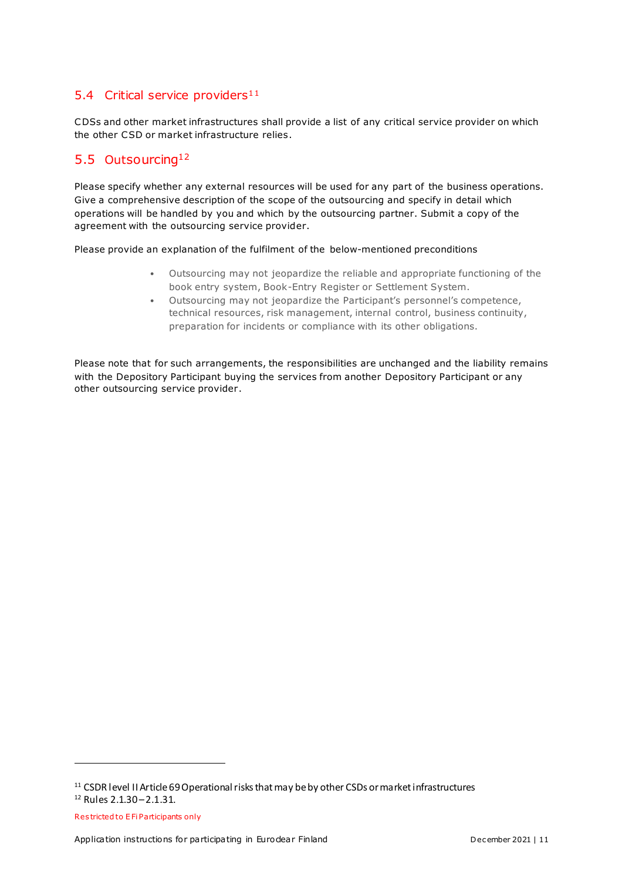## 5.4 Critical service providers[11]

CDSs and other market infrastructures shall provide a list of any critical service provider on which the other CSD or market infrastructure relies.

## 5.5 Outsourcing[12]

Please specify whether any external resources will be used for any part of the business operations. Give a comprehensive description of the scope of the outsourcing and specify in detail which operations will be handled by you and which by the outsourcing partner. Submit a copy of the agreement with the outsourcing service provider.

Please provide an explanation of the fulfilment of the below-mentioned preconditions

- Outsourcing may not jeopardize the reliable and appropriate functioning of the book entry system, Book-Entry Register or Settlement System.
- Outsourcing may not jeopardize the Participant's personnel's competence, technical resources, risk management, internal control, business continuity, preparation for incidents or compliance with its other obligations.

Please note that for such arrangements, the responsibilities are unchanged and the liability remains with the Depository Participant buying the services from another Depository Participant or any other outsourcing service provider.

---

[11] CSDR level II Article 69 Operational risks that may be by other CSDs or market infrastructures

[12] Rules 2.1.30 – 2.1.31.

Restricted to EFi Participants only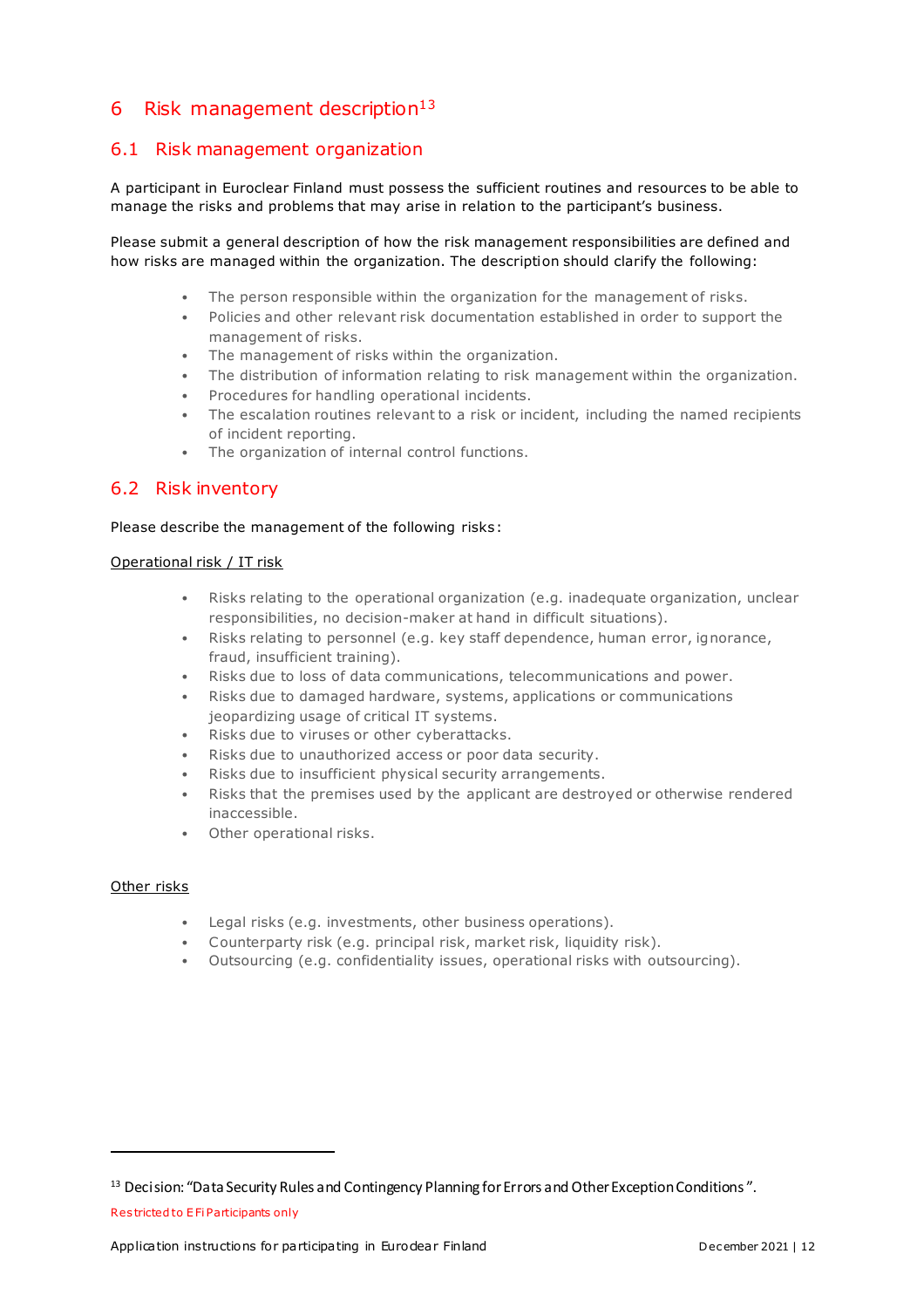# 6 Risk management description[13]

## 6.1 Risk management organization

A participant in Euroclear Finland must possess the sufficient routines and resources to be able to manage the risks and problems that may arise in relation to the participant's business.

Please submit a general description of how the risk management responsibilities are defined and how risks are managed within the organization. The description should clarify the following:

- The person responsible within the organization for the management of risks.
- Policies and other relevant risk documentation established in order to support the management of risks.
- The management of risks within the organization.
- The distribution of information relating to risk management within the organization.
- Procedures for handling operational incidents.
- The escalation routines relevant to a risk or incident, including the named recipients of incident reporting.
- The organization of internal control functions.

## 6.2 Risk inventory

Please describe the management of the following risks:

Operational risk / IT risk

- Risks relating to the operational organization (e.g. inadequate organization, unclear responsibilities, no decision-maker at hand in difficult situations).
- Risks relating to personnel (e.g. key staff dependence, human error, ignorance, fraud, insufficient training).
- Risks due to loss of data communications, telecommunications and power.
- Risks due to damaged hardware, systems, applications or communications jeopardizing usage of critical IT systems.
- Risks due to viruses or other cyberattacks.
- Risks due to unauthorized access or poor data security.
- Risks due to insufficient physical security arrangements.
- Risks that the premises used by the applicant are destroyed or otherwise rendered inaccessible.
- Other operational risks.

Other risks

- Legal risks (e.g. investments, other business operations).
- Counterparty risk (e.g. principal risk, market risk, liquidity risk).
- Outsourcing (e.g. confidentiality issues, operational risks with outsourcing).

[13] Decision: "Data Security Rules and Contingency Planning for Errors and Other Exception Conditions".

Restricted to EFi Participants only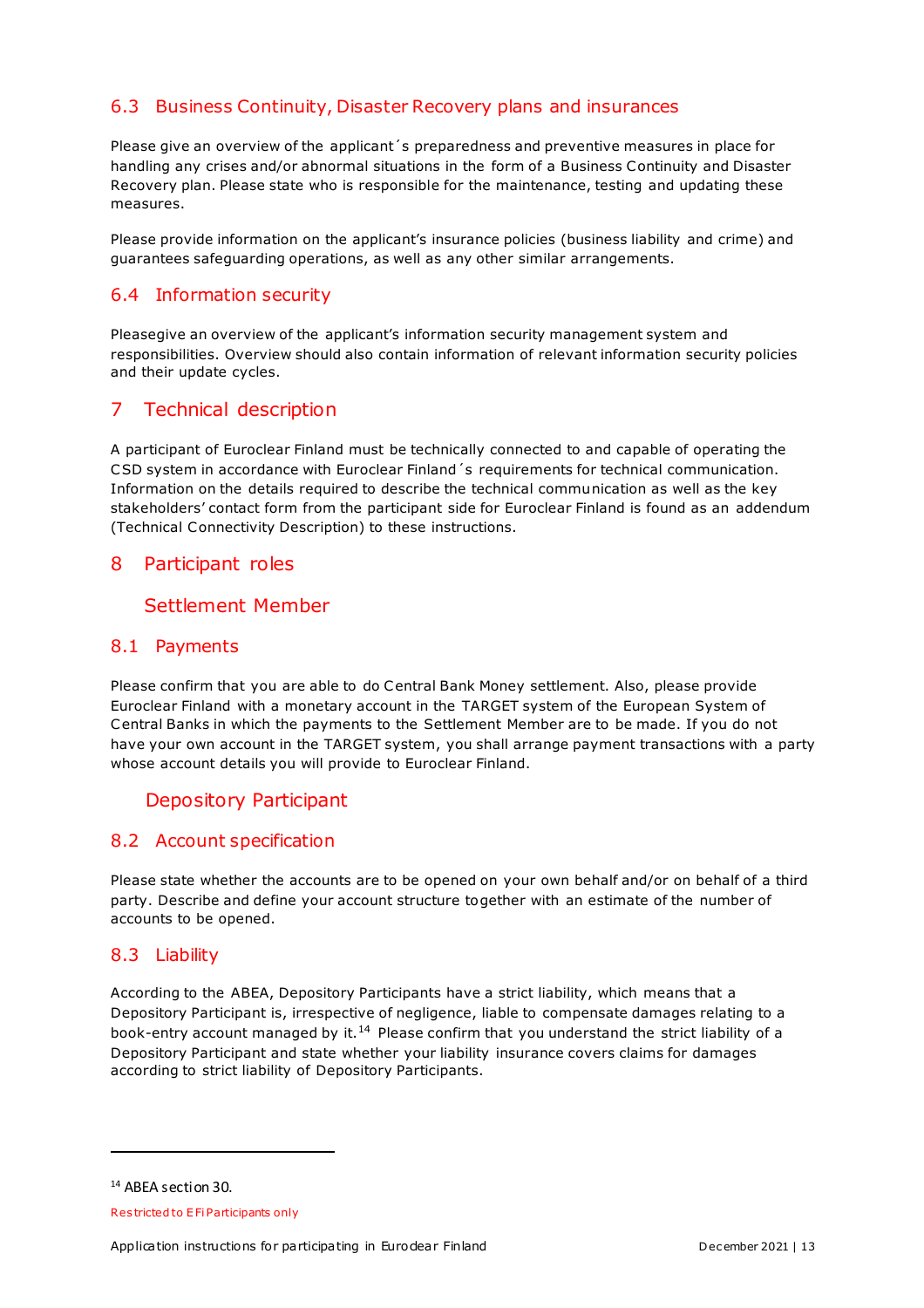### 6.3 Business Continuity, Disaster Recovery plans and insurances

Please give an overview of the applicant´s preparedness and preventive measures in place for handling any crises and/or abnormal situations in the form of a Business Continuity and Disaster Recovery plan. Please state who is responsible for the maintenance, testing and updating these measures.

Please provide information on the applicant's insurance policies (business liability and crime) and guarantees safeguarding operations, as well as any other similar arrangements.

### 6.4 Information security

Pleasegive an overview of the applicant's information security management system and responsibilities. Overview should also contain information of relevant information security policies and their update cycles.

## 7 Technical description

A participant of Euroclear Finland must be technically connected to and capable of operating the CSD system in accordance with Euroclear Finland´s requirements for technical communication. Information on the details required to describe the technical communication as well as the key stakeholders' contact form from the participant side for Euroclear Finland is found as an addendum (Technical Connectivity Description) to these instructions.

## 8 Participant roles

## Settlement Member

### 8.1 Payments

Please confirm that you are able to do Central Bank Money settlement. Also, please provide Euroclear Finland with a monetary account in the TARGET system of the European System of Central Banks in which the payments to the Settlement Member are to be made. If you do not have your own account in the TARGET system, you shall arrange payment transactions with a party whose account details you will provide to Euroclear Finland.

## Depository Participant

### 8.2 Account specification

Please state whether the accounts are to be opened on your own behalf and/or on behalf of a third party. Describe and define your account structure together with an estimate of the number of accounts to be opened.

### 8.3 Liability

According to the ABEA, Depository Participants have a strict liability, which means that a Depository Participant is, irrespective of negligence, liable to compensate damages relating to a book-entry account managed by it.[14] Please confirm that you understand the strict liability of a Depository Participant and state whether your liability insurance covers claims for damages according to strict liability of Depository Participants.

---

[14] ABEA section 30.

Restricted to EFi Participants only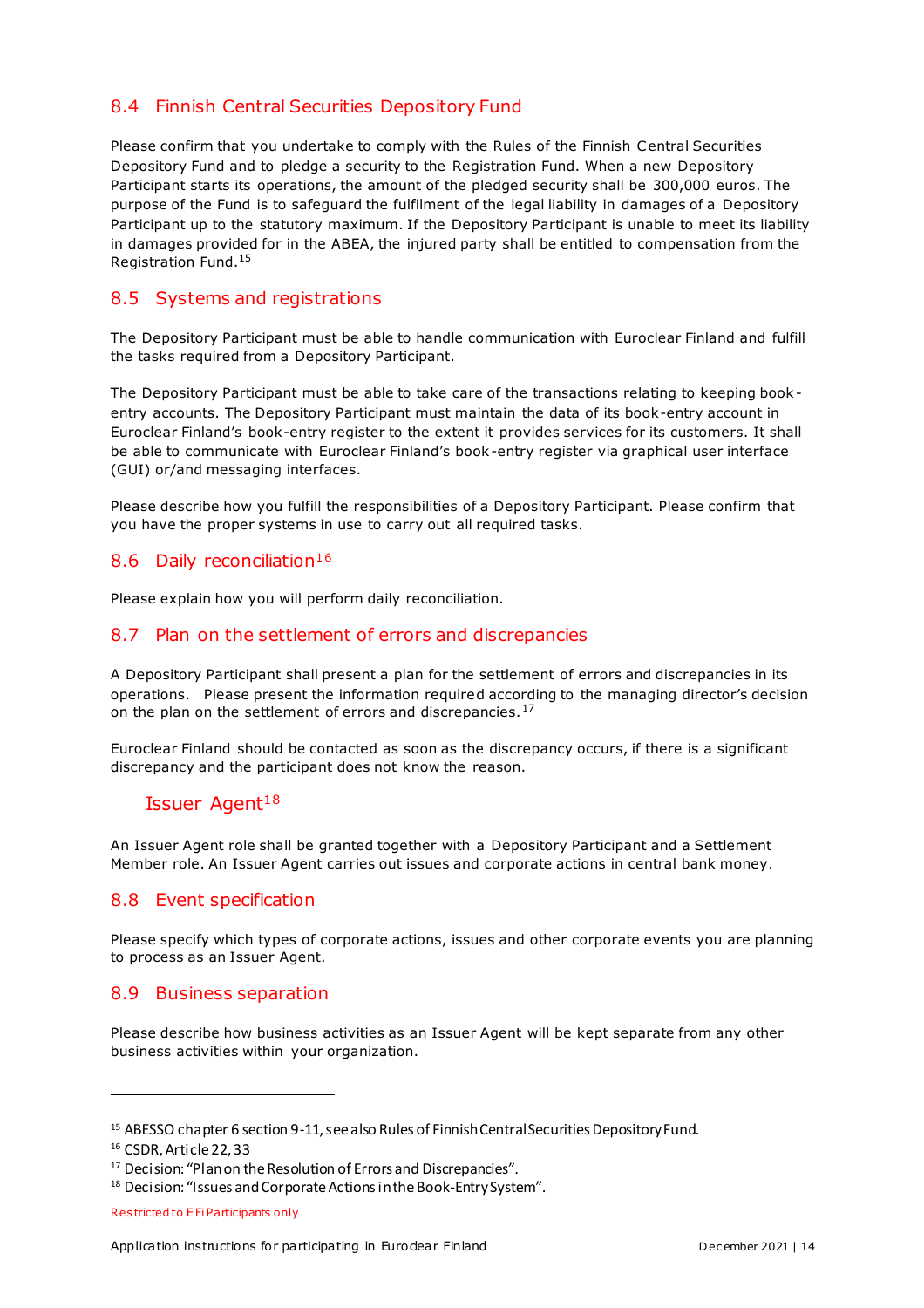## 8.4 Finnish Central Securities Depository Fund

Please confirm that you undertake to comply with the Rules of the Finnish Central Securities Depository Fund and to pledge a security to the Registration Fund. When a new Depository Participant starts its operations, the amount of the pledged security shall be 300,000 euros. The purpose of the Fund is to safeguard the fulfilment of the legal liability in damages of a Depository Participant up to the statutory maximum. If the Depository Participant is unable to meet its liability in damages provided for in the ABEA, the injured party shall be entitled to compensation from the Registration Fund.[15]

## 8.5 Systems and registrations

The Depository Participant must be able to handle communication with Euroclear Finland and fulfill the tasks required from a Depository Participant.

The Depository Participant must be able to take care of the transactions relating to keeping book-entry accounts. The Depository Participant must maintain the data of its book-entry account in Euroclear Finland's book-entry register to the extent it provides services for its customers. It shall be able to communicate with Euroclear Finland's book-entry register via graphical user interface (GUI) or/and messaging interfaces.

Please describe how you fulfill the responsibilities of a Depository Participant. Please confirm that you have the proper systems in use to carry out all required tasks.

## 8.6 Daily reconciliation[16]

Please explain how you will perform daily reconciliation.

## 8.7 Plan on the settlement of errors and discrepancies

A Depository Participant shall present a plan for the settlement of errors and discrepancies in its operations. Please present the information required according to the managing director's decision on the plan on the settlement of errors and discrepancies.[17]

Euroclear Finland should be contacted as soon as the discrepancy occurs, if there is a significant discrepancy and the participant does not know the reason.

## Issuer Agent[18]

An Issuer Agent role shall be granted together with a Depository Participant and a Settlement Member role. An Issuer Agent carries out issues and corporate actions in central bank money.

## 8.8 Event specification

Please specify which types of corporate actions, issues and other corporate events you are planning to process as an Issuer Agent.

## 8.9 Business separation

Please describe how business activities as an Issuer Agent will be kept separate from any other business activities within your organization.

---

[15] ABESSO chapter 6 section 9-11, see also Rules of Finnish Central Securities Depository Fund.

[16] CSDR, Article 22, 33

[17] Decision: "Plan on the Resolution of Errors and Discrepancies".

[18] Decision: "Issues and Corporate Actions in the Book-Entry System".

Restricted to EFi Participants only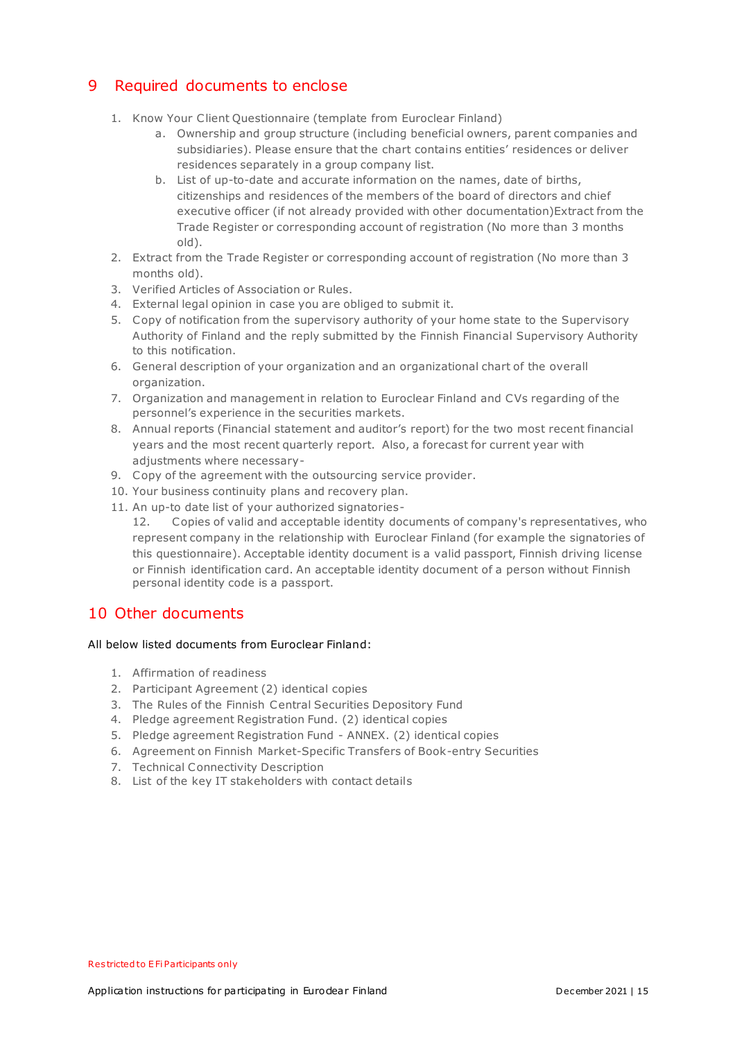## 9 Required documents to enclose

1. Know Your Client Questionnaire (template from Euroclear Finland)
    a. Ownership and group structure (including beneficial owners, parent companies and subsidiaries). Please ensure that the chart contains entities' residences or deliver residences separately in a group company list.
    b. List of up-to-date and accurate information on the names, date of births, citizenships and residences of the members of the board of directors and chief executive officer (if not already provided with other documentation)Extract from the Trade Register or corresponding account of registration (No more than 3 months old).
2. Extract from the Trade Register or corresponding account of registration (No more than 3 months old).
3. Verified Articles of Association or Rules.
4. External legal opinion in case you are obliged to submit it.
5. Copy of notification from the supervisory authority of your home state to the Supervisory Authority of Finland and the reply submitted by the Finnish Financial Supervisory Authority to this notification.
6. General description of your organization and an organizational chart of the overall organization.
7. Organization and management in relation to Euroclear Finland and CVs regarding of the personnel's experience in the securities markets.
8. Annual reports (Financial statement and auditor's report) for the two most recent financial years and the most recent quarterly report. Also, a forecast for current year with adjustments where necessary-
9. Copy of the agreement with the outsourcing service provider.
10. Your business continuity plans and recovery plan.
11. An up-to date list of your authorized signatories-
    12. Copies of valid and acceptable identity documents of company's representatives, who represent company in the relationship with Euroclear Finland (for example the signatories of this questionnaire). Acceptable identity document is a valid passport, Finnish driving license or Finnish identification card. An acceptable identity document of a person without Finnish personal identity code is a passport.

## 10 Other documents

All below listed documents from Euroclear Finland:

1. Affirmation of readiness
2. Participant Agreement (2) identical copies
3. The Rules of the Finnish Central Securities Depository Fund
4. Pledge agreement Registration Fund. (2) identical copies
5. Pledge agreement Registration Fund - ANNEX. (2) identical copies
6. Agreement on Finnish Market-Specific Transfers of Book-entry Securities
7. Technical Connectivity Description
8. List of the key IT stakeholders with contact details

Restricted to EFi Participants only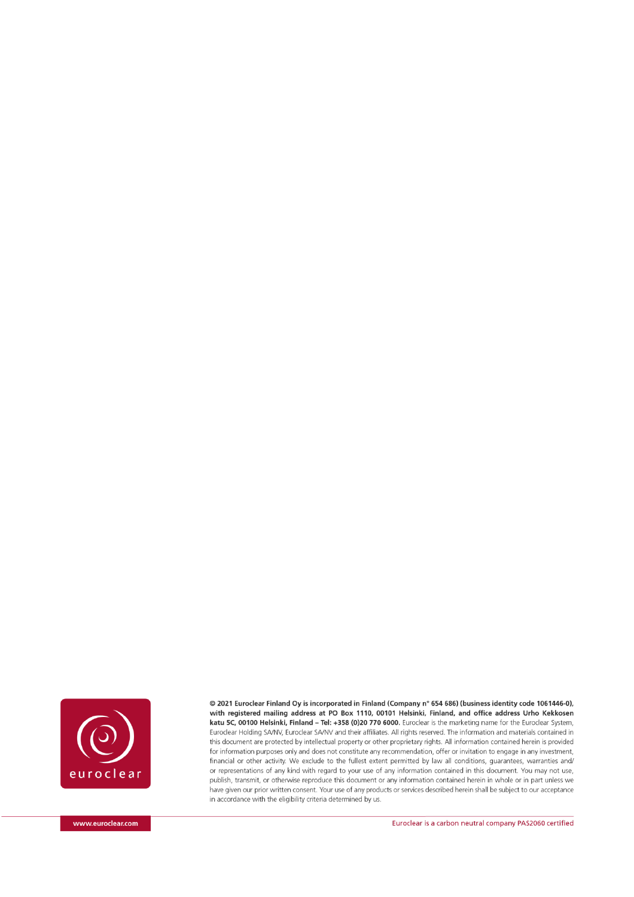euroclear

**© 2021 Euroclear Finland Oy is incorporated in Finland (Company n° 654 686) (business identity code 1061446-0), with registered mailing address at PO Box 1110, 00101 Helsinki, Finland, and office address Urho Kekkosen katu 5C, 00100 Helsinki, Finland – Tel: +358 (0)20 770 6000.** Euroclear is the marketing name for the Euroclear System, Euroclear Holding SA/NV, Euroclear SA/NV and their affiliates. All rights reserved. The information and materials contained in this document are protected by intellectual property or other proprietary rights. All information contained herein is provided for information purposes only and does not constitute any recommendation, offer or invitation to engage in any investment, financial or other activity. We exclude to the fullest extent permitted by law all conditions, guarantees, warranties and/or representations of any kind with regard to your use of any information contained in this document. You may not use, publish, transmit, or otherwise reproduce this document or any information contained herein in whole or in part unless we have given our prior written consent. Your use of any products or services described herein shall be subject to our acceptance in accordance with the eligibility criteria determined by us.

www.euroclear.com

Euroclear is a carbon neutral company PAS2060 certified